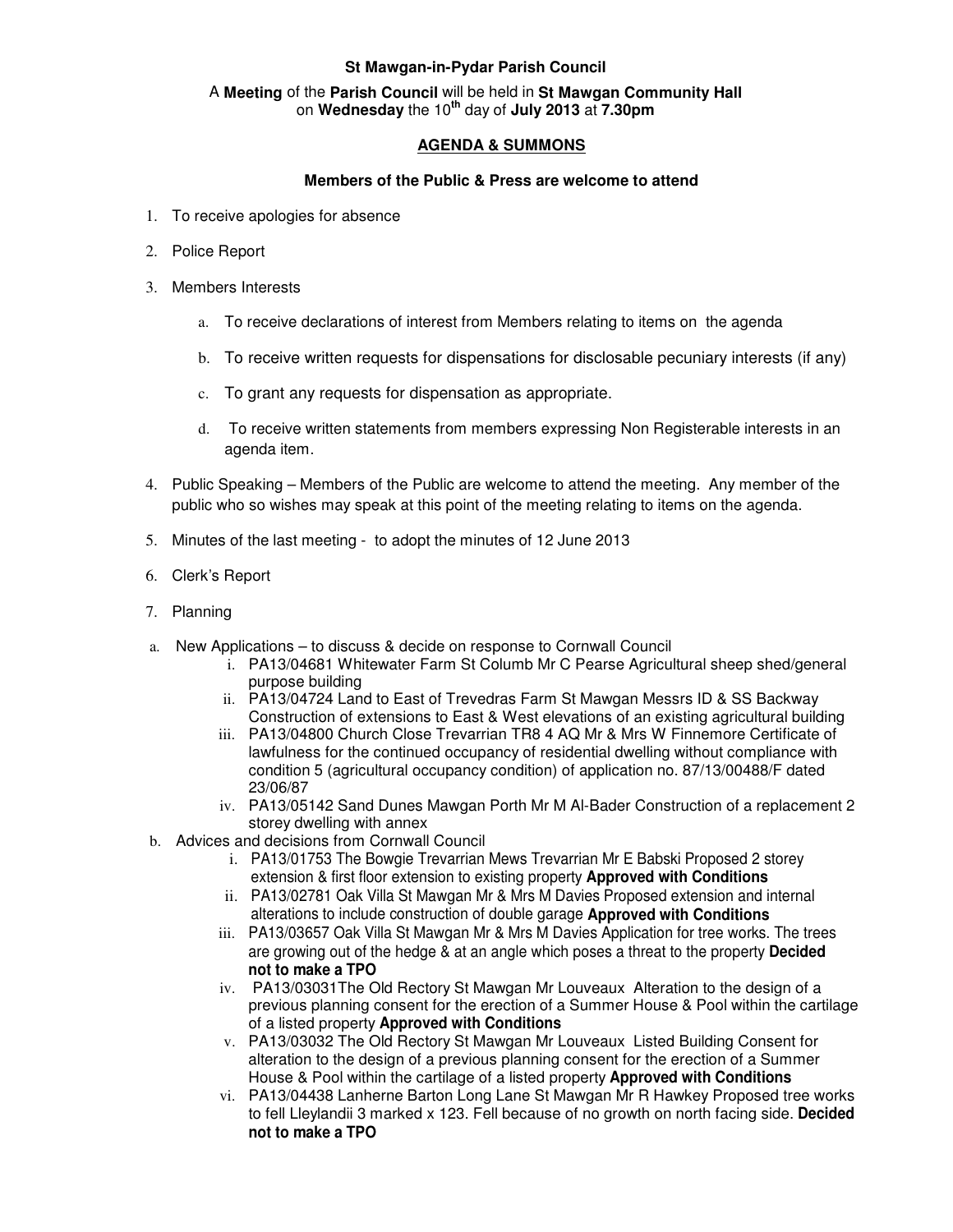**St Mawgan-in-Pydar Parish Council**

A **Meeting** of the **Parish Council** will be held in **St Mawgan Community Hall** on **Wednesday** the 10th day of **July 2013** at **7.30pm**

**AGENDA & SUMMONS**

**Members of the Public & Press are welcome to attend**

1. To receive apologies for absence
2. Police Report
3. Members Interests
   a. To receive declarations of interest from Members relating to items on the agenda
   b. To receive written requests for dispensations for disclosable pecuniary interests (if any)
   c. To grant any requests for dispensation as appropriate.
   d. To receive written statements from members expressing Non Registerable interests in an agenda item.
4. Public Speaking – Members of the Public are welcome to attend the meeting. Any member of the public who so wishes may speak at this point of the meeting relating to items on the agenda.
5. Minutes of the last meeting - to adopt the minutes of 12 June 2013
6. Clerk's Report
7. Planning

a. New Applications – to discuss & decide on response to Cornwall Council
   i. PA13/04681 Whitewater Farm St Columb Mr C Pearse Agricultural sheep shed/general purpose building
   ii. PA13/04724 Land to East of Trevedras Farm St Mawgan Messrs ID & SS Backway Construction of extensions to East & West elevations of an existing agricultural building
   iii. PA13/04800 Church Close Trevarrian TR8 4 AQ Mr & Mrs W Finnemore Certificate of lawfulness for the continued occupancy of residential dwelling without compliance with condition 5 (agricultural occupancy condition) of application no. 87/13/00488/F dated 23/06/87
   iv. PA13/05142 Sand Dunes Mawgan Porth Mr M Al-Bader Construction of a replacement 2 storey dwelling with annex

b. Advices and decisions from Cornwall Council
   i. PA13/01753 The Bowgie Trevarrian Mews Trevarrian Mr E Babski Proposed 2 storey extension & first floor extension to existing property **Approved with Conditions**
   ii. PA13/02781 Oak Villa St Mawgan Mr & Mrs M Davies Proposed extension and internal alterations to include construction of double garage **Approved with Conditions**
   iii. PA13/03657 Oak Villa St Mawgan Mr & Mrs M Davies Application for tree works. The trees are growing out of the hedge & at an angle which poses a threat to the property **Decided not to make a TPO**
   iv. PA13/03031The Old Rectory St Mawgan Mr Louveaux Alteration to the design of a previous planning consent for the erection of a Summer House & Pool within the cartilage of a listed property **Approved with Conditions**
   v. PA13/03032 The Old Rectory St Mawgan Mr Louveaux Listed Building Consent for alteration to the design of a previous planning consent for the erection of a Summer House & Pool within the cartilage of a listed property **Approved with Conditions**
   vi. PA13/04438 Lanherne Barton Long Lane St Mawgan Mr R Hawkey Proposed tree works to fell Lleylandii 3 marked x 123. Fell because of no growth on north facing side. **Decided not to make a TPO**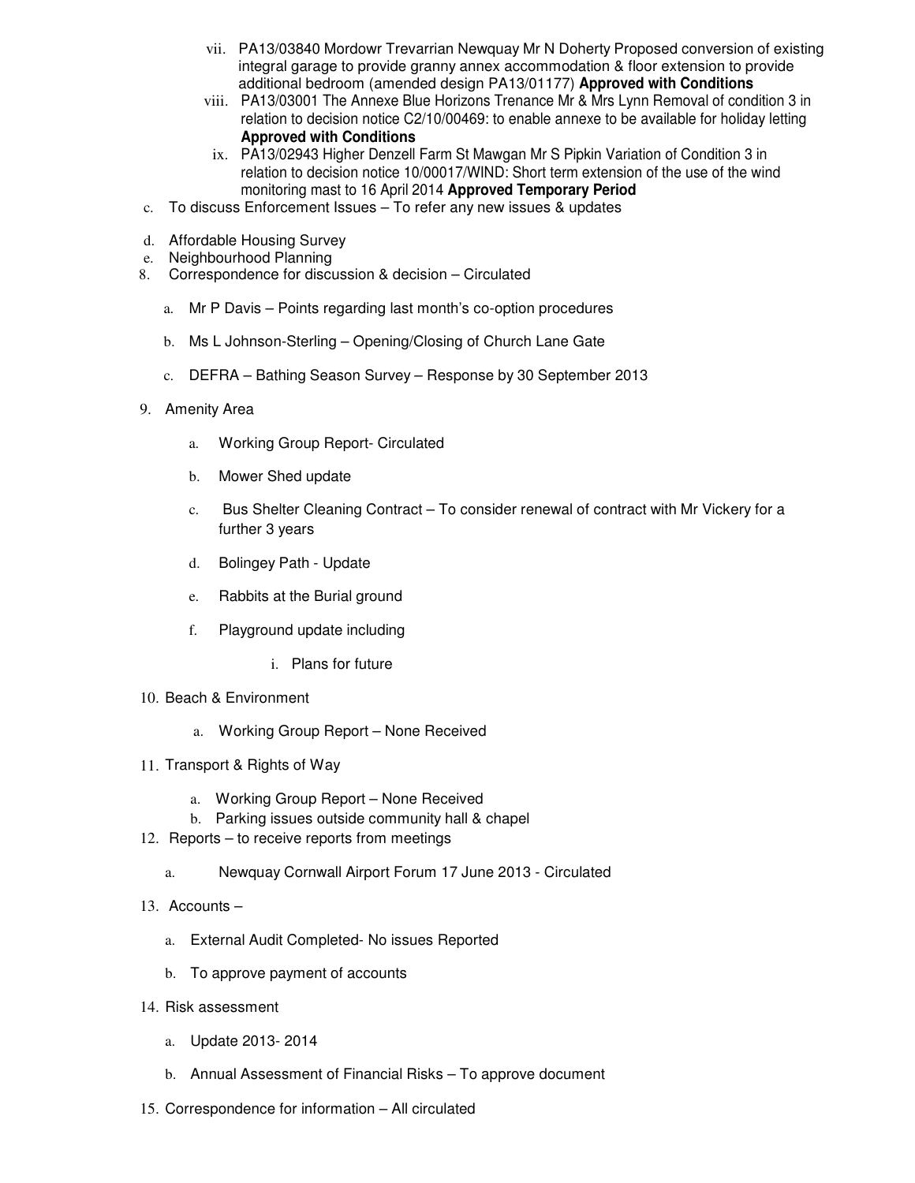vii. PA13/03840 Mordowr Trevarrian Newquay Mr N Doherty Proposed conversion of existing integral garage to provide granny annex accommodation & floor extension to provide additional bedroom (amended design PA13/01177) **Approved with Conditions**

viii. PA13/03001 The Annexe Blue Horizons Trenance Mr & Mrs Lynn Removal of condition 3 in relation to decision notice C2/10/00469: to enable annexe to be available for holiday letting **Approved with Conditions**

ix. PA13/02943 Higher Denzell Farm St Mawgan Mr S Pipkin Variation of Condition 3 in relation to decision notice 10/00017/WIND: Short term extension of the use of the wind monitoring mast to 16 April 2014 **Approved Temporary Period**

c. To discuss Enforcement Issues – To refer any new issues & updates

d. Affordable Housing Survey

e. Neighbourhood Planning

8. Correspondence for discussion & decision – Circulated

   a. Mr P Davis – Points regarding last month's co-option procedures

   b. Ms L Johnson-Sterling – Opening/Closing of Church Lane Gate

   c. DEFRA – Bathing Season Survey – Response by 30 September 2013

9. Amenity Area

   a. Working Group Report- Circulated

   b. Mower Shed update

   c. Bus Shelter Cleaning Contract – To consider renewal of contract with Mr Vickery for a further 3 years

   d. Bolingey Path - Update

   e. Rabbits at the Burial ground

   f. Playground update including

      i. Plans for future

10. Beach & Environment

    a. Working Group Report – None Received

11. Transport & Rights of Way

    a. Working Group Report – None Received

    b. Parking issues outside community hall & chapel

12. Reports – to receive reports from meetings

    a. Newquay Cornwall Airport Forum 17 June 2013 - Circulated

13. Accounts –

    a. External Audit Completed- No issues Reported

    b. To approve payment of accounts

14. Risk assessment

    a. Update 2013- 2014

    b. Annual Assessment of Financial Risks – To approve document

15. Correspondence for information – All circulated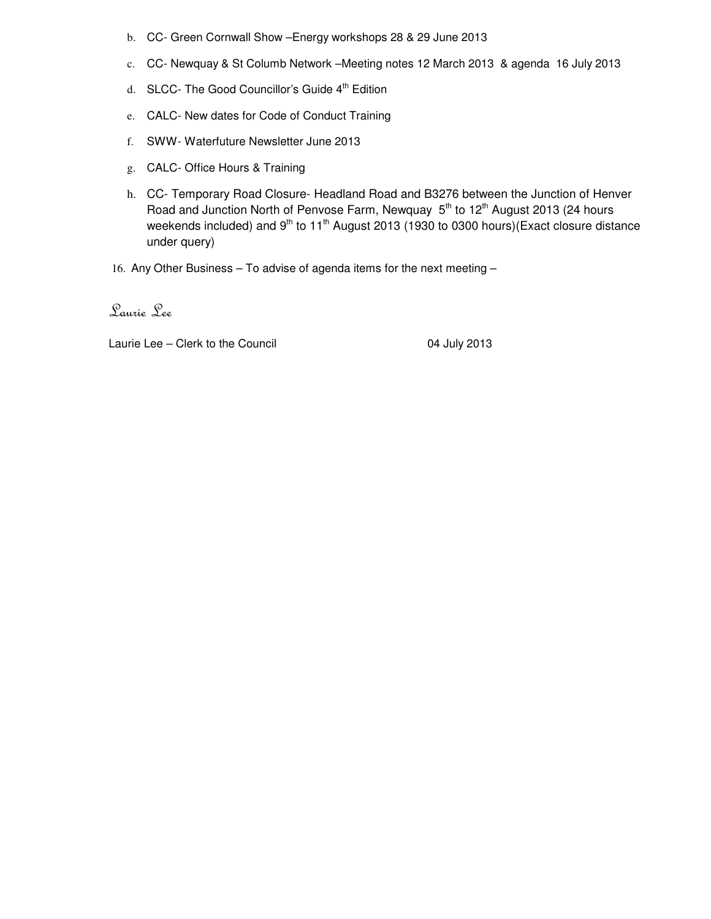b. CC- Green Cornwall Show –Energy workshops 28 & 29 June 2013
c. CC- Newquay & St Columb Network –Meeting notes 12 March 2013 & agenda 16 July 2013
d. SLCC- The Good Councillor's Guide 4th Edition
e. CALC- New dates for Code of Conduct Training
f. SWW- Waterfuture Newsletter June 2013
g. CALC- Office Hours & Training
h. CC- Temporary Road Closure- Headland Road and B3276 between the Junction of Henver Road and Junction North of Penvose Farm, Newquay 5th to 12th August 2013 (24 hours weekends included) and 9th to 11th August 2013 (1930 to 0300 hours)(Exact closure distance under query)

16. Any Other Business – To advise of agenda items for the next meeting –

*Laurie Lee*

Laurie Lee – Clerk to the Council 04 July 2013